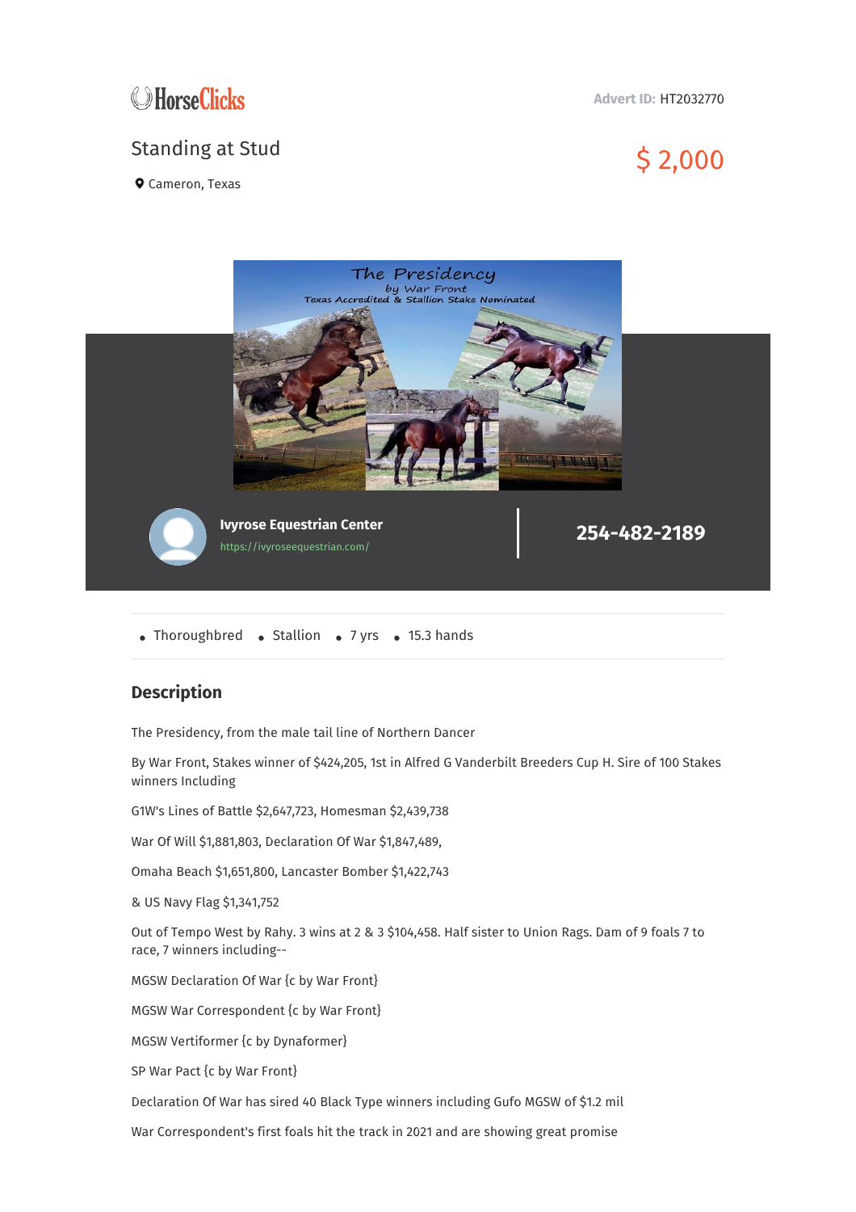HorseClicks

Advert ID: HT2032770

## Standing at Stud

Cameron, Texas

$ 2,000

Ivyrose Equestrian Center

https://ivyroseequestrian.com/

254-482-2189

- Thoroughbred
- Stallion
- 7 yrs
- 15.3 hands

## Description

The Presidency, from the male tail line of Northern Dancer

By War Front, Stakes winner of $424,205, 1st in Alfred G Vanderbilt Breeders Cup H. Sire of 100 Stakes winners Including

G1W's Lines of Battle $2,647,723, Homesman $2,439,738

War Of Will $1,881,803, Declaration Of War $1,847,489,

Omaha Beach $1,651,800, Lancaster Bomber $1,422,743

& US Navy Flag $1,341,752

Out of Tempo West by Rahy. 3 wins at 2 & 3 $104,458. Half sister to Union Rags. Dam of 9 foals 7 to race, 7 winners including--

MGSW Declaration Of War {c by War Front}

MGSW War Correspondent {c by War Front}

MGSW Vertiformer {c by Dynaformer}

SP War Pact {c by War Front}

Declaration Of War has sired 40 Black Type winners including Gufo MGSW of $1.2 mil

War Correspondent's first foals hit the track in 2021 and are showing great promise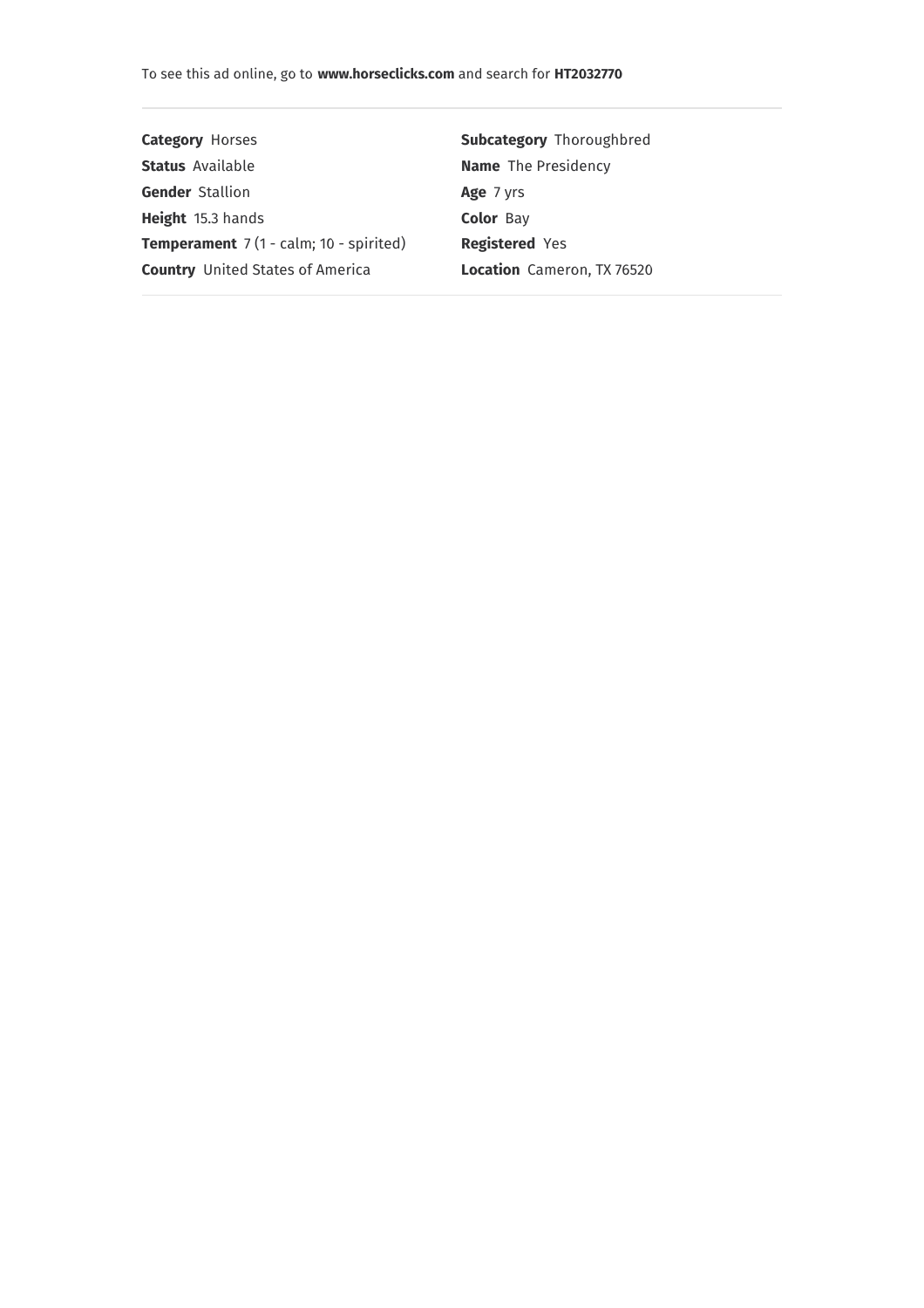To see this ad online, go to **www.horseclicks.com** and search for **HT2032770**

| | | | |
|---|---|---|---|
| **Category** | Horses | **Subcategory** | Thoroughbred |
| **Status** | Available | **Name** | The Presidency |
| **Gender** | Stallion | **Age** | 7 yrs |
| **Height** | 15.3 hands | **Color** | Bay |
| **Temperament** | 7 (1 - calm; 10 - spirited) | **Registered** | Yes |
| **Country** | United States of America | **Location** | Cameron, TX 76520 |